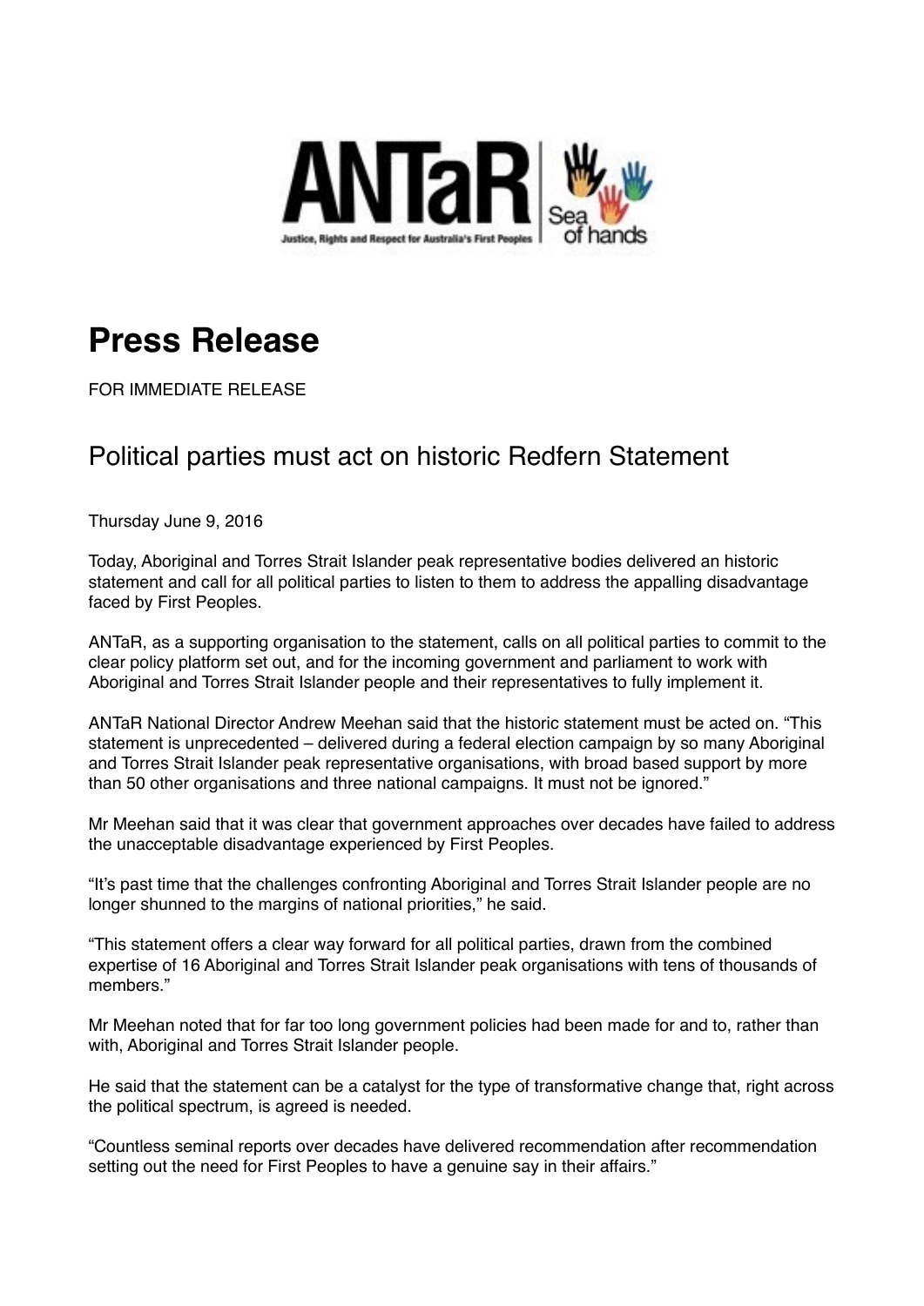# Press Release

FOR IMMEDIATE RELEASE

## Political parties must act on historic Redfern Statement

Thursday June 9, 2016

Today, Aboriginal and Torres Strait Islander peak representative bodies delivered an historic statement and call for all political parties to listen to them to address the appalling disadvantage faced by First Peoples.

ANTaR, as a supporting organisation to the statement, calls on all political parties to commit to the clear policy platform set out, and for the incoming government and parliament to work with Aboriginal and Torres Strait Islander people and their representatives to fully implement it.

ANTaR National Director Andrew Meehan said that the historic statement must be acted on. "This statement is unprecedented – delivered during a federal election campaign by so many Aboriginal and Torres Strait Islander peak representative organisations, with broad based support by more than 50 other organisations and three national campaigns. It must not be ignored."

Mr Meehan said that it was clear that government approaches over decades have failed to address the unacceptable disadvantage experienced by First Peoples.

"It's past time that the challenges confronting Aboriginal and Torres Strait Islander people are no longer shunned to the margins of national priorities," he said.

"This statement offers a clear way forward for all political parties, drawn from the combined expertise of 16 Aboriginal and Torres Strait Islander peak organisations with tens of thousands of members."

Mr Meehan noted that for far too long government policies had been made for and to, rather than with, Aboriginal and Torres Strait Islander people.

He said that the statement can be a catalyst for the type of transformative change that, right across the political spectrum, is agreed is needed.

"Countless seminal reports over decades have delivered recommendation after recommendation setting out the need for First Peoples to have a genuine say in their affairs."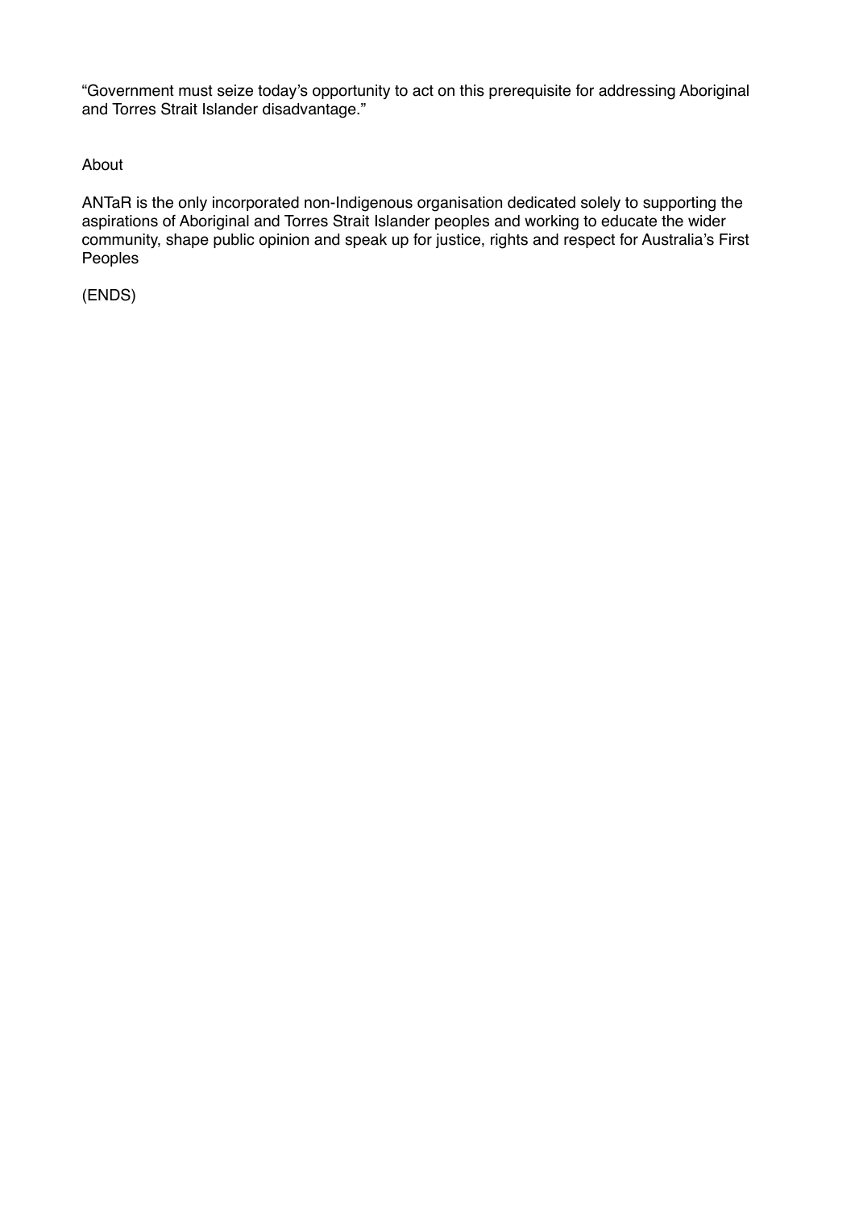"Government must seize today's opportunity to act on this prerequisite for addressing Aboriginal and Torres Strait Islander disadvantage."

About

ANTaR is the only incorporated non-Indigenous organisation dedicated solely to supporting the aspirations of Aboriginal and Torres Strait Islander peoples and working to educate the wider community, shape public opinion and speak up for justice, rights and respect for Australia's First Peoples

(ENDS)